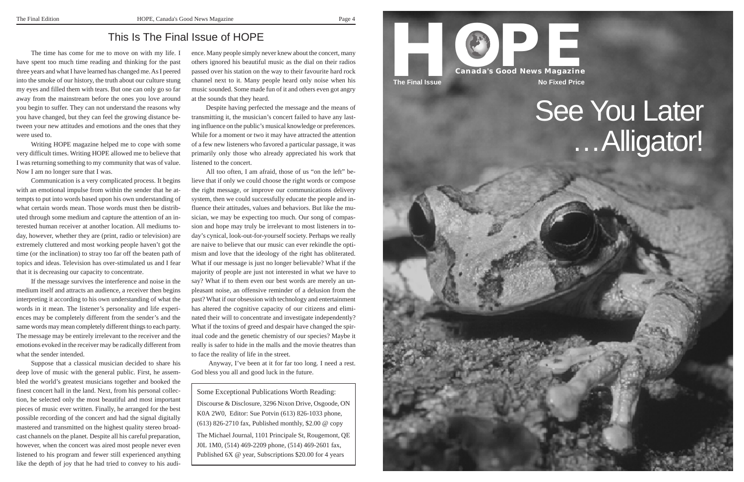## This Is The Final Issue of HOPE

The time has come for me to move on with my life. I have spent too much time reading and thinking for the past three years and what I have learned has changed me. As I peered into the smoke of our history, the truth about our culture stung my eyes and filled them with tears. But one can only go so far away from the mainstream before the ones you love around you begin to suffer. They can not understand the reasons why you have changed, but they can feel the growing distance between your new attitudes and emotions and the ones that they were used to.

Writing HOPE magazine helped me to cope with some very difficult times. Writing HOPE allowed me to believe that I was returning something to my community that was of value. Now I am no longer sure that I was.

Communication is a very complicated process. It begins with an emotional impulse from within the sender that he attempts to put into words based upon his own understanding of what certain words mean. Those words must then be distributed through some medium and capture the attention of an interested human receiver at another location. All mediums today, however, whether they are (print, radio or television) are extremely cluttered and most working people haven't got the time (or the inclination) to stray too far off the beaten path of topics and ideas. Television has over-stimulated us and I fear that it is decreasing our capacity to concentrate.

If the message survives the interference and noise in the medium itself and attracts an audience, a receiver then begins interpreting it according to his own understanding of what the words in it mean. The listener's personality and life experiences may be completely different from the sender's and the same words may mean completely different things to each party. The message may be entirely irrelevant to the receiver and the emotions evoked in the receiver may be radically different from what the sender intended.

Suppose that a classical musician decided to share his deep love of music with the general public. First, he assembled the world's greatest musicians together and booked the finest concert hall in the land. Next, from his personal collection, he selected only the most beautiful and most important pieces of music ever written. Finally, he arranged for the best possible recording of the concert and had the signal digitally mastered and transmitted on the highest quality stereo broadcast channels on the planet. Despite all his careful preparation, however, when the concert was aired most people never even listened to his program and fewer still experienced anything like the depth of joy that he had tried to convey to his audience. Many people simply never knew about the concert, many others ignored his beautiful music as the dial on their radios passed over his station on the way to their favourite hard rock channel next to it. Many people heard only noise when his music sounded. Some made fun of it and others even got angry at the sounds that they heard.

Despite having perfected the message and the means of transmitting it, the musician's concert failed to have any lasting influence on the public's musical knowledge or preferences. While for a moment or two it may have attracted the attention of a few new listeners who favored a particular passage, it was primarily only those who already appreciated his work that listened to the concert.

All too often, I am afraid, those of us "on the left" believe that if only we could choose the right words or compose the right message, or improve our communications delivery system, then we could successfully educate the people and influence their attitudes, values and behaviors. But like the musician, we may be expecting too much. Our song of compassion and hope may truly be irrelevant to most listeners in today's cynical, look-out-for-yourself society. Perhaps we really are naive to believe that our music can ever rekindle the optimism and love that the ideology of the right has obliterated. What if our message is just no longer believable? What if the majority of people are just not interested in what we have to say? What if to them even our best words are merely an unpleasant noise, an offensive reminder of a delusion from the past? What if our obsession with technology and entertainment has altered the cognitive capacity of our citizens and eliminated their will to concentrate and investigate independently? What if the toxins of greed and despair have changed the spiritual code and the genetic chemistry of our species? Maybe it really is safer to hide in the malls and the movie theatres than to face the reality of life in the street.

Anyway, I've been at it for far too long. I need a rest. God bless you all and good luck in the future.

Some Exceptional Publications Worth Reading:

Discourse & Disclosure, 3296 Nixon Drive, Osgoode, ON K0A 2W0, Editor: Sue Potvin (613) 826-1033 phone, (613) 826-2710 fax, Published monthly, $2.00 @ copy

The Michael Journal, 1101 Principale St, Rougemont, QE J0L 1M0, (514) 469-2209 phone, (514) 469-2601 fax, Published 6X @ year, Subscriptions $20.00 for 4 years

# HOPE

**Canada's Good News Magazine**

**The Final Issue** **No Fixed Price**

# See You Later …Alligator!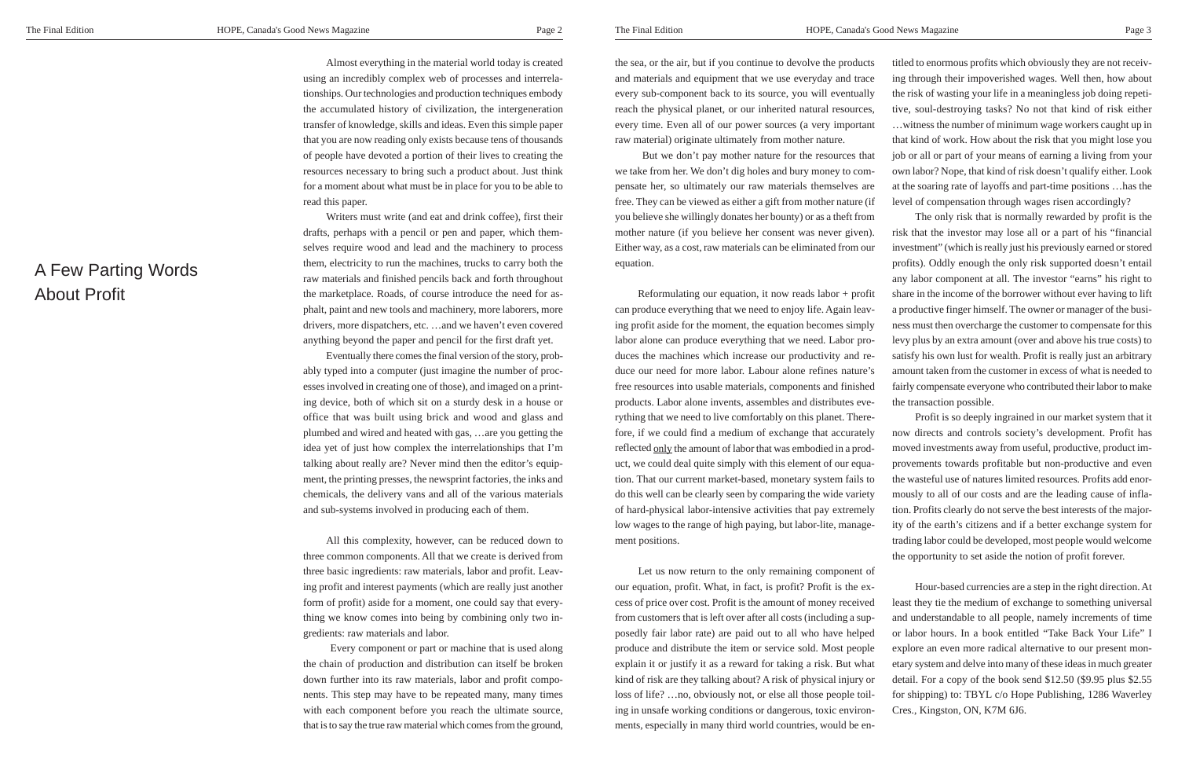# A Few Parting Words About Profit

Almost everything in the material world today is created using an incredibly complex web of processes and interrelationships. Our technologies and production techniques embody the accumulated history of civilization, the intergeneration transfer of knowledge, skills and ideas. Even this simple paper that you are now reading only exists because tens of thousands of people have devoted a portion of their lives to creating the resources necessary to bring such a product about. Just think for a moment about what must be in place for you to be able to read this paper.

Writers must write (and eat and drink coffee), first their drafts, perhaps with a pencil or pen and paper, which themselves require wood and lead and the machinery to process them, electricity to run the machines, trucks to carry both the raw materials and finished pencils back and forth throughout the marketplace. Roads, of course introduce the need for asphalt, paint and new tools and machinery, more laborers, more drivers, more dispatchers, etc. …and we haven't even covered anything beyond the paper and pencil for the first draft yet.

Eventually there comes the final version of the story, probably typed into a computer (just imagine the number of processes involved in creating one of those), and imaged on a printing device, both of which sit on a sturdy desk in a house or office that was built using brick and wood and glass and plumbed and wired and heated with gas, …are you getting the idea yet of just how complex the interrelationships that I'm talking about really are? Never mind then the editor's equipment, the printing presses, the newsprint factories, the inks and chemicals, the delivery vans and all of the various materials and sub-systems involved in producing each of them.

All this complexity, however, can be reduced down to three common components. All that we create is derived from three basic ingredients: raw materials, labor and profit. Leaving profit and interest payments (which are really just another form of profit) aside for a moment, one could say that everything we know comes into being by combining only two ingredients: raw materials and labor.

Every component or part or machine that is used along the chain of production and distribution can itself be broken down further into its raw materials, labor and profit components. This step may have to be repeated many, many times with each component before you reach the ultimate source, that is to say the true raw material which comes from the ground, the sea, or the air, but if you continue to devolve the products and materials and equipment that we use everyday and trace every sub-component back to its source, you will eventually reach the physical planet, or our inherited natural resources, every time. Even all of our power sources (a very important raw material) originate ultimately from mother nature.

But we don't pay mother nature for the resources that we take from her. We don't dig holes and bury money to compensate her, so ultimately our raw materials themselves are free. They can be viewed as either a gift from mother nature (if you believe she willingly donates her bounty) or as a theft from mother nature (if you believe her consent was never given). Either way, as a cost, raw materials can be eliminated from our equation.

Reformulating our equation, it now reads labor + profit can produce everything that we need to enjoy life. Again leaving profit aside for the moment, the equation becomes simply labor alone can produce everything that we need. Labor produces the machines which increase our productivity and reduce our need for more labor. Labour alone refines nature's free resources into usable materials, components and finished products. Labor alone invents, assembles and distributes everything that we need to live comfortably on this planet. Therefore, if we could find a medium of exchange that accurately reflected <u>only</u> the amount of labor that was embodied in a product, we could deal quite simply with this element of our equation. That our current market-based, monetary system fails to do this well can be clearly seen by comparing the wide variety of hard-physical labor-intensive activities that pay extremely low wages to the range of high paying, but labor-lite, management positions.

Let us now return to the only remaining component of our equation, profit. What, in fact, is profit? Profit is the excess of price over cost. Profit is the amount of money received from customers that is left over after all costs (including a supposedly fair labor rate) are paid out to all who have helped produce and distribute the item or service sold. Most people explain it or justify it as a reward for taking a risk. But what kind of risk are they talking about? A risk of physical injury or loss of life? …no, obviously not, or else all those people toiling in unsafe working conditions or dangerous, toxic environments, especially in many third world countries, would be entitled to enormous profits which obviously they are not receiving through their impoverished wages. Well then, how about the risk of wasting your life in a meaningless job doing repetitive, soul-destroying tasks? No not that kind of risk either …witness the number of minimum wage workers caught up in that kind of work. How about the risk that you might lose you job or all or part of your means of earning a living from your own labor? Nope, that kind of risk doesn't qualify either. Look at the soaring rate of layoffs and part-time positions …has the level of compensation through wages risen accordingly?

The only risk that is normally rewarded by profit is the risk that the investor may lose all or a part of his "financial investment" (which is really just his previously earned or stored profits). Oddly enough the only risk supported doesn't entail any labor component at all. The investor "earns" his right to share in the income of the borrower without ever having to lift a productive finger himself. The owner or manager of the business must then overcharge the customer to compensate for this levy plus by an extra amount (over and above his true costs) to satisfy his own lust for wealth. Profit is really just an arbitrary amount taken from the customer in excess of what is needed to fairly compensate everyone who contributed their labor to make the transaction possible.

Profit is so deeply ingrained in our market system that it now directs and controls society's development. Profit has moved investments away from useful, productive, product improvements towards profitable but non-productive and even the wasteful use of natures limited resources. Profits add enormously to all of our costs and are the leading cause of inflation. Profits clearly do not serve the best interests of the majority of the earth's citizens and if a better exchange system for trading labor could be developed, most people would welcome the opportunity to set aside the notion of profit forever.

Hour-based currencies are a step in the right direction. At least they tie the medium of exchange to something universal and understandable to all people, namely increments of time or labor hours. In a book entitled "Take Back Your Life" I explore an even more radical alternative to our present monetary system and delve into many of these ideas in much greater detail. For a copy of the book send $12.50 ($9.95 plus $2.55 for shipping) to: TBYL c/o Hope Publishing, 1286 Waverley Cres., Kingston, ON, K7M 6J6.